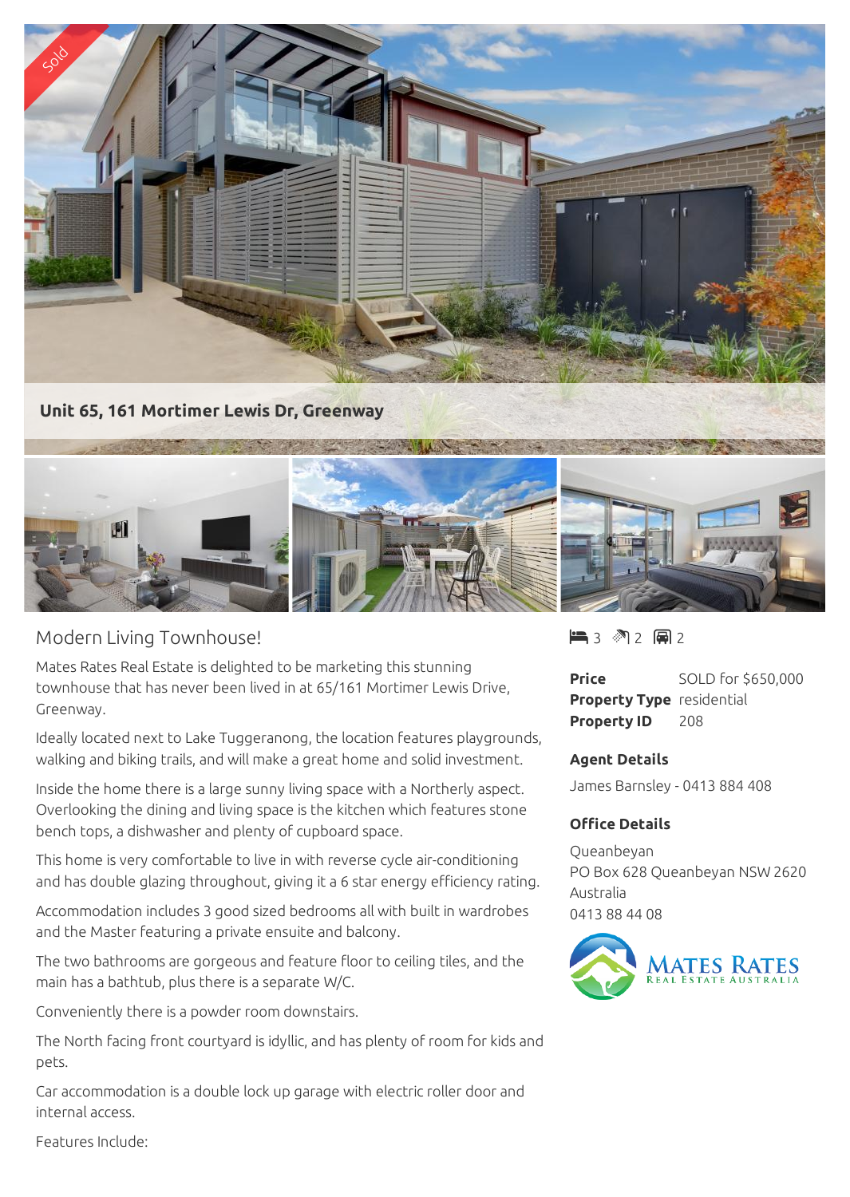**Unit 65, 161 Mortimer Lewis Dr, Greenway**

## Modern Living Townhouse!

Mates Rates Real Estate is delighted to be marketing this stunning townhouse that has never been lived in at 65/161 Mortimer Lewis Drive, Greenway.

Ideally located next to Lake Tuggeranong, the location features playgrounds, walking and biking trails, and will make a great home and solid investment.

Inside the home there is a large sunny living space with a Northerly aspect. Overlooking the dining and living space is the kitchen which features stone bench tops, a dishwasher and plenty of cupboard space.

This home is very comfortable to live in with reverse cycle air-conditioning and has double glazing throughout, giving it a 6 star energy efficiency rating.

Accommodation includes 3 good sized bedrooms all with built in wardrobes and the Master featuring a private ensuite and balcony.

The two bathrooms are gorgeous and feature floor to ceiling tiles, and the main has a bathtub, plus there is a separate W/C.

Conveniently there is a powder room downstairs.

The North facing front courtyard is idyllic, and has plenty of room for kids and pets.

Car accommodation is a double lock up garage with electric roller door and internal access.

Features Include:

3 2 2

| | |
|---|---|
| **Price** | SOLD for $650,000 |
| **Property Type** | residential |
| **Property ID** | 208 |

### Agent Details

James Barnsley - 0413 884 408

### Office Details

Queanbeyan
PO Box 628 Queanbeyan NSW 2620 Australia
0413 88 44 08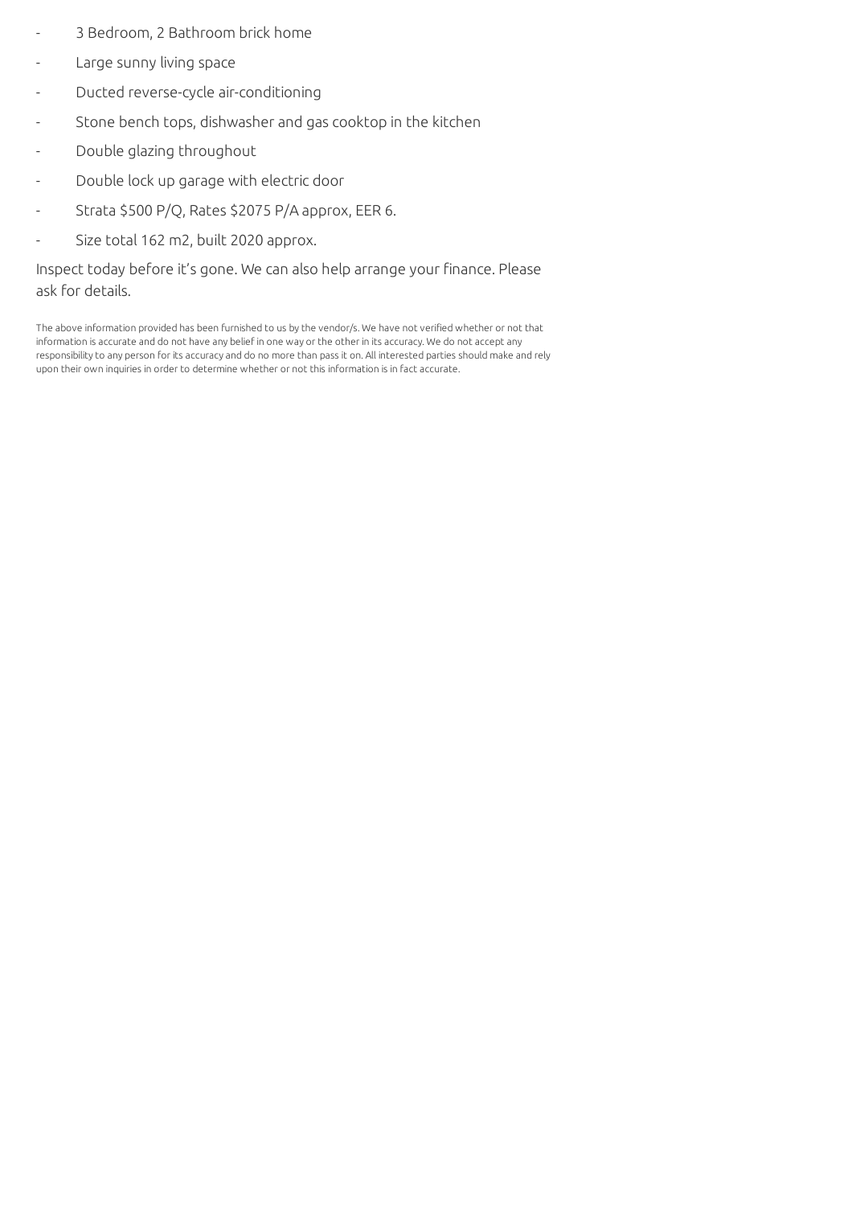- 3 Bedroom, 2 Bathroom brick home
- Large sunny living space
- Ducted reverse-cycle air-conditioning
- Stone bench tops, dishwasher and gas cooktop in the kitchen
- Double glazing throughout
- Double lock up garage with electric door
- Strata $500 P/Q, Rates $2075 P/A approx, EER 6.
- Size total 162 m2, built 2020 approx.

Inspect today before it's gone. We can also help arrange your finance. Please ask for details.

The above information provided has been furnished to us by the vendor/s. We have not verified whether or not that information is accurate and do not have any belief in one way or the other in its accuracy. We do not accept any responsibility to any person for its accuracy and do no more than pass it on. All interested parties should make and rely upon their own inquiries in order to determine whether or not this information is in fact accurate.